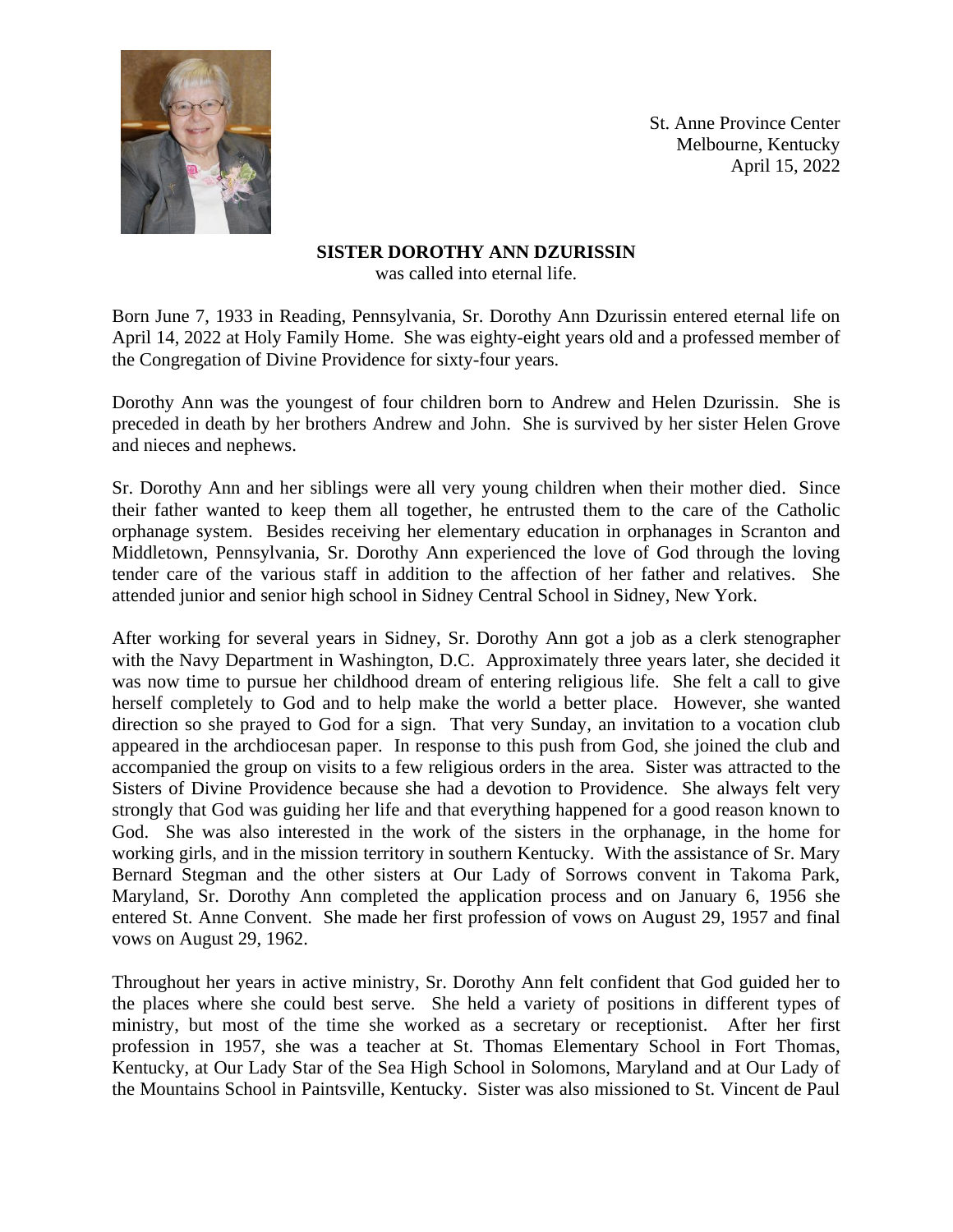St. Anne Province Center
Melbourne, Kentucky
April 15, 2022

**SISTER DOROTHY ANN DZURISSIN**
was called into eternal life.

Born June 7, 1933 in Reading, Pennsylvania, Sr. Dorothy Ann Dzurissin entered eternal life on April 14, 2022 at Holy Family Home. She was eighty-eight years old and a professed member of the Congregation of Divine Providence for sixty-four years.

Dorothy Ann was the youngest of four children born to Andrew and Helen Dzurissin. She is preceded in death by her brothers Andrew and John. She is survived by her sister Helen Grove and nieces and nephews.

Sr. Dorothy Ann and her siblings were all very young children when their mother died. Since their father wanted to keep them all together, he entrusted them to the care of the Catholic orphanage system. Besides receiving her elementary education in orphanages in Scranton and Middletown, Pennsylvania, Sr. Dorothy Ann experienced the love of God through the loving tender care of the various staff in addition to the affection of her father and relatives. She attended junior and senior high school in Sidney Central School in Sidney, New York.

After working for several years in Sidney, Sr. Dorothy Ann got a job as a clerk stenographer with the Navy Department in Washington, D.C. Approximately three years later, she decided it was now time to pursue her childhood dream of entering religious life. She felt a call to give herself completely to God and to help make the world a better place. However, she wanted direction so she prayed to God for a sign. That very Sunday, an invitation to a vocation club appeared in the archdiocesan paper. In response to this push from God, she joined the club and accompanied the group on visits to a few religious orders in the area. Sister was attracted to the Sisters of Divine Providence because she had a devotion to Providence. She always felt very strongly that God was guiding her life and that everything happened for a good reason known to God. She was also interested in the work of the sisters in the orphanage, in the home for working girls, and in the mission territory in southern Kentucky. With the assistance of Sr. Mary Bernard Stegman and the other sisters at Our Lady of Sorrows convent in Takoma Park, Maryland, Sr. Dorothy Ann completed the application process and on January 6, 1956 she entered St. Anne Convent. She made her first profession of vows on August 29, 1957 and final vows on August 29, 1962.

Throughout her years in active ministry, Sr. Dorothy Ann felt confident that God guided her to the places where she could best serve. She held a variety of positions in different types of ministry, but most of the time she worked as a secretary or receptionist. After her first profession in 1957, she was a teacher at St. Thomas Elementary School in Fort Thomas, Kentucky, at Our Lady Star of the Sea High School in Solomons, Maryland and at Our Lady of the Mountains School in Paintsville, Kentucky. Sister was also missioned to St. Vincent de Paul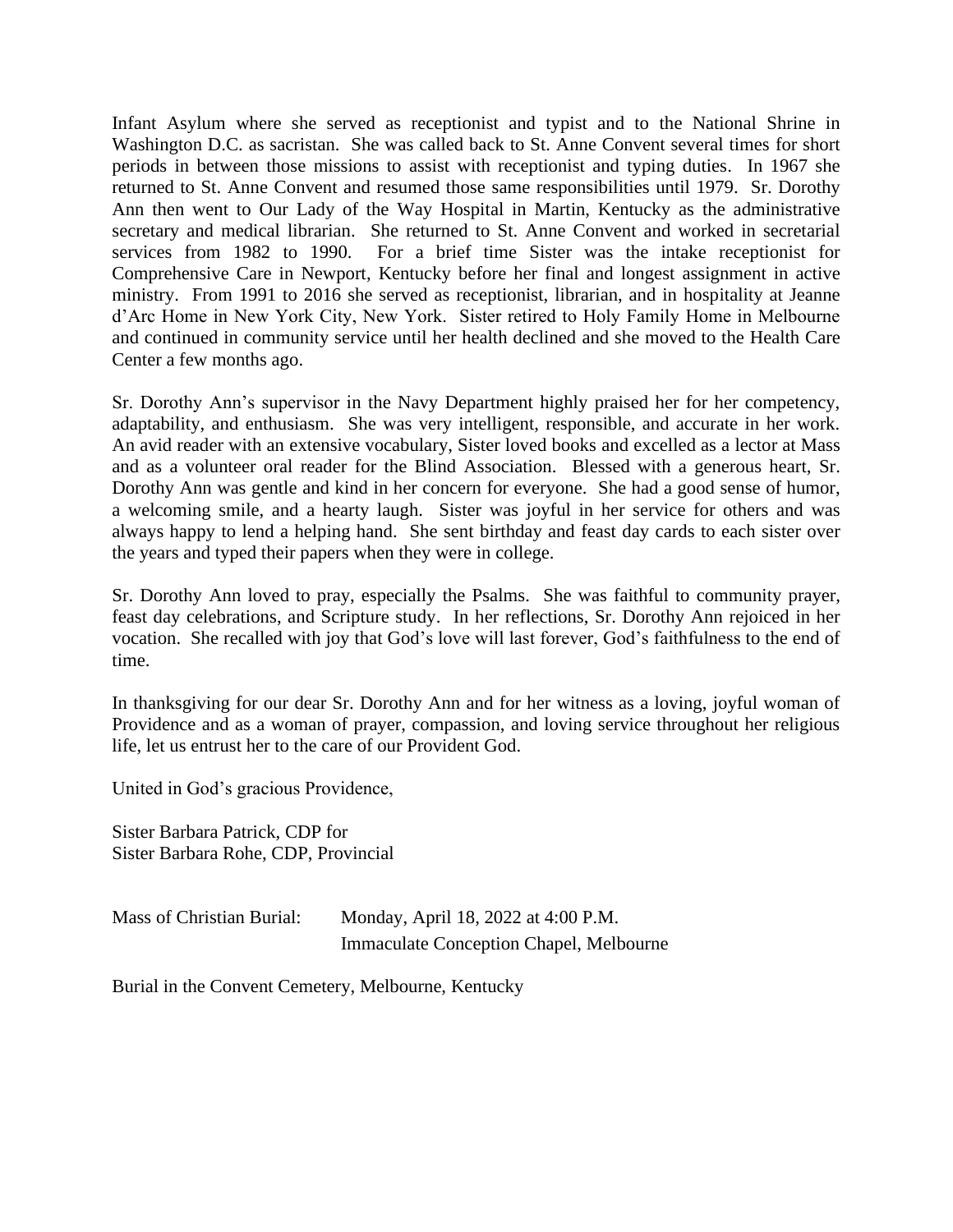Infant Asylum where she served as receptionist and typist and to the National Shrine in Washington D.C. as sacristan. She was called back to St. Anne Convent several times for short periods in between those missions to assist with receptionist and typing duties. In 1967 she returned to St. Anne Convent and resumed those same responsibilities until 1979. Sr. Dorothy Ann then went to Our Lady of the Way Hospital in Martin, Kentucky as the administrative secretary and medical librarian. She returned to St. Anne Convent and worked in secretarial services from 1982 to 1990. For a brief time Sister was the intake receptionist for Comprehensive Care in Newport, Kentucky before her final and longest assignment in active ministry. From 1991 to 2016 she served as receptionist, librarian, and in hospitality at Jeanne d'Arc Home in New York City, New York. Sister retired to Holy Family Home in Melbourne and continued in community service until her health declined and she moved to the Health Care Center a few months ago.

Sr. Dorothy Ann's supervisor in the Navy Department highly praised her for her competency, adaptability, and enthusiasm. She was very intelligent, responsible, and accurate in her work. An avid reader with an extensive vocabulary, Sister loved books and excelled as a lector at Mass and as a volunteer oral reader for the Blind Association. Blessed with a generous heart, Sr. Dorothy Ann was gentle and kind in her concern for everyone. She had a good sense of humor, a welcoming smile, and a hearty laugh. Sister was joyful in her service for others and was always happy to lend a helping hand. She sent birthday and feast day cards to each sister over the years and typed their papers when they were in college.

Sr. Dorothy Ann loved to pray, especially the Psalms. She was faithful to community prayer, feast day celebrations, and Scripture study. In her reflections, Sr. Dorothy Ann rejoiced in her vocation. She recalled with joy that God's love will last forever, God's faithfulness to the end of time.

In thanksgiving for our dear Sr. Dorothy Ann and for her witness as a loving, joyful woman of Providence and as a woman of prayer, compassion, and loving service throughout her religious life, let us entrust her to the care of our Provident God.

United in God's gracious Providence,

Sister Barbara Patrick, CDP for
Sister Barbara Rohe, CDP, Provincial

Mass of Christian Burial: Monday, April 18, 2022 at 4:00 P.M.
Immaculate Conception Chapel, Melbourne

Burial in the Convent Cemetery, Melbourne, Kentucky